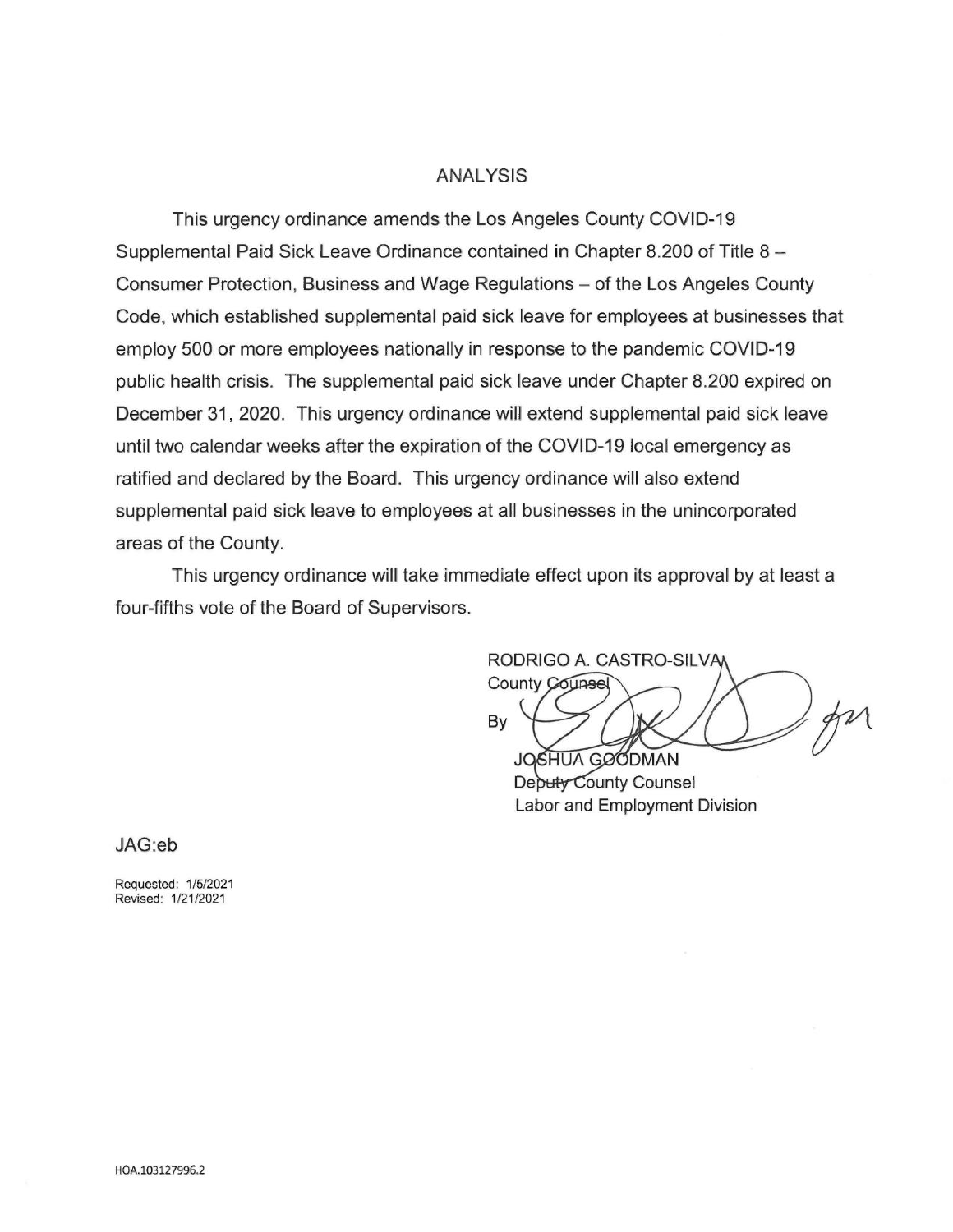# ANALYSIS

This urgency ordinance amends the Los Angeles County COVID-19 Supplemental Paid Sick Leave Ordinance contained in Chapter 8.200 of Title 8 – Consumer Protection, Business and Wage Regulations – of the Los Angeles County Code, which established supplemental paid sick leave for employees at businesses that employ 500 or more employees nationally in response to the pandemic COVID-19 public health crisis. The supplemental paid sick leave under Chapter 8.200 expired on December 31, 2020. This urgency ordinance will extend supplemental paid sick leave until two calendar weeks after the expiration of the COVID-19 local emergency as ratified and declared by the Board. This urgency ordinance will also extend supplemental paid sick leave to employees at all businesses in the unincorporated areas of the County.

This urgency ordinance will take immediate effect upon its approval by at least a four-fifths vote of the Board of Supervisors.

RODRIGO A. CASTRO-SILVA
County Counsel

By

JOSHUA GOODMAN
Deputy County Counsel
Labor and Employment Division

JAG:eb

Requested: 1/5/2021
Revised: 1/21/2021

HOA.103127996.2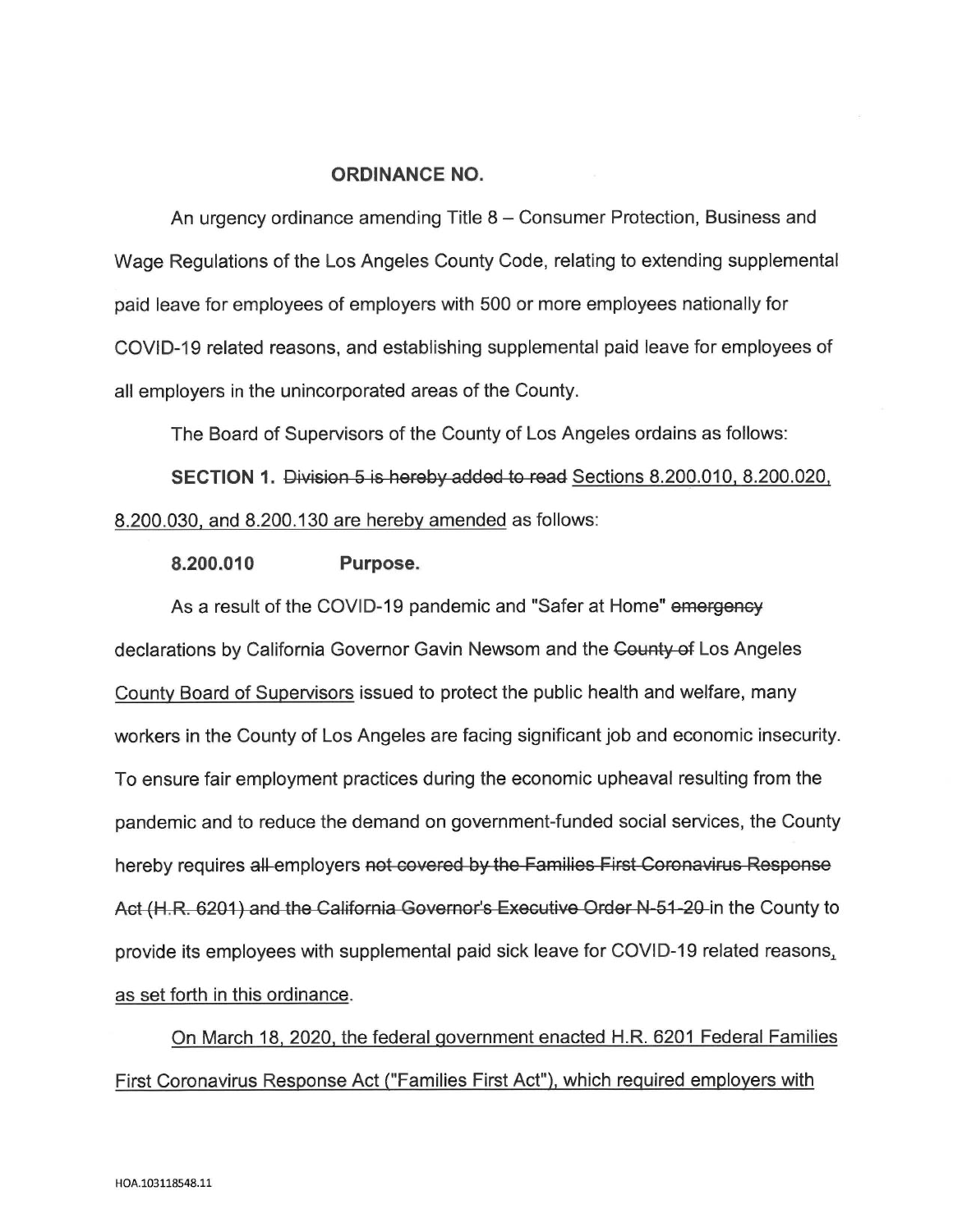## ORDINANCE NO.

An urgency ordinance amending Title 8 – Consumer Protection, Business and Wage Regulations of the Los Angeles County Code, relating to extending supplemental paid leave for employees of employers with 500 or more employees nationally for COVID-19 related reasons, and establishing supplemental paid leave for employees of all employers in the unincorporated areas of the County.

The Board of Supervisors of the County of Los Angeles ordains as follows:

**SECTION 1.** ~~Division 5 is hereby added to read~~ <u>Sections 8.200.010, 8.200.020, 8.200.030, and 8.200.130 are hereby amended</u> as follows:

**8.200.010 Purpose.**

As a result of the COVID-19 pandemic and "Safer at Home" ~~emergency~~ declarations by California Governor Gavin Newsom and the ~~County of~~ Los Angeles <u>County Board of Supervisors</u> issued to protect the public health and welfare, many workers in the County of Los Angeles are facing significant job and economic insecurity. To ensure fair employment practices during the economic upheaval resulting from the pandemic and to reduce the demand on government-funded social services, the County hereby requires ~~all~~ employers ~~not covered by the Families First Coronavirus Response Act (H.R. 6201) and the California Governor's Executive Order N-51-20~~ in the County to provide its employees with supplemental paid sick leave for COVID-19 related reasons<u>, as set forth in this ordinance</u>.

<u>On March 18, 2020, the federal government enacted H.R. 6201 Federal Families First Coronavirus Response Act ("Families First Act"), which required employers with</u>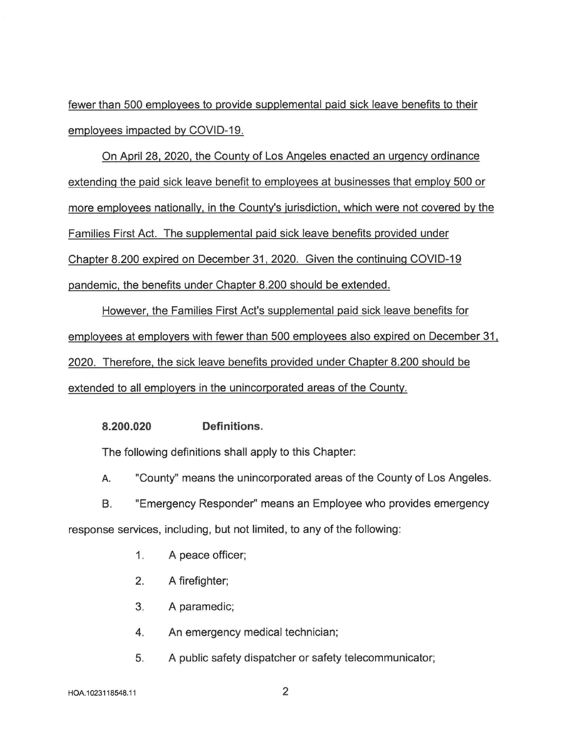fewer than 500 employees to provide supplemental paid sick leave benefits to their employees impacted by COVID-19.

On April 28, 2020, the County of Los Angeles enacted an urgency ordinance extending the paid sick leave benefit to employees at businesses that employ 500 or more employees nationally, in the County's jurisdiction, which were not covered by the Families First Act. The supplemental paid sick leave benefits provided under Chapter 8.200 expired on December 31, 2020. Given the continuing COVID-19 pandemic, the benefits under Chapter 8.200 should be extended.

However, the Families First Act's supplemental paid sick leave benefits for employees at employers with fewer than 500 employees also expired on December 31, 2020. Therefore, the sick leave benefits provided under Chapter 8.200 should be extended to all employers in the unincorporated areas of the County.

**8.200.020 Definitions.**

The following definitions shall apply to this Chapter:

A. "County" means the unincorporated areas of the County of Los Angeles.

B. "Emergency Responder" means an Employee who provides emergency response services, including, but not limited, to any of the following:

1. A peace officer;
2. A firefighter;
3. A paramedic;
4. An emergency medical technician;
5. A public safety dispatcher or safety telecommunicator;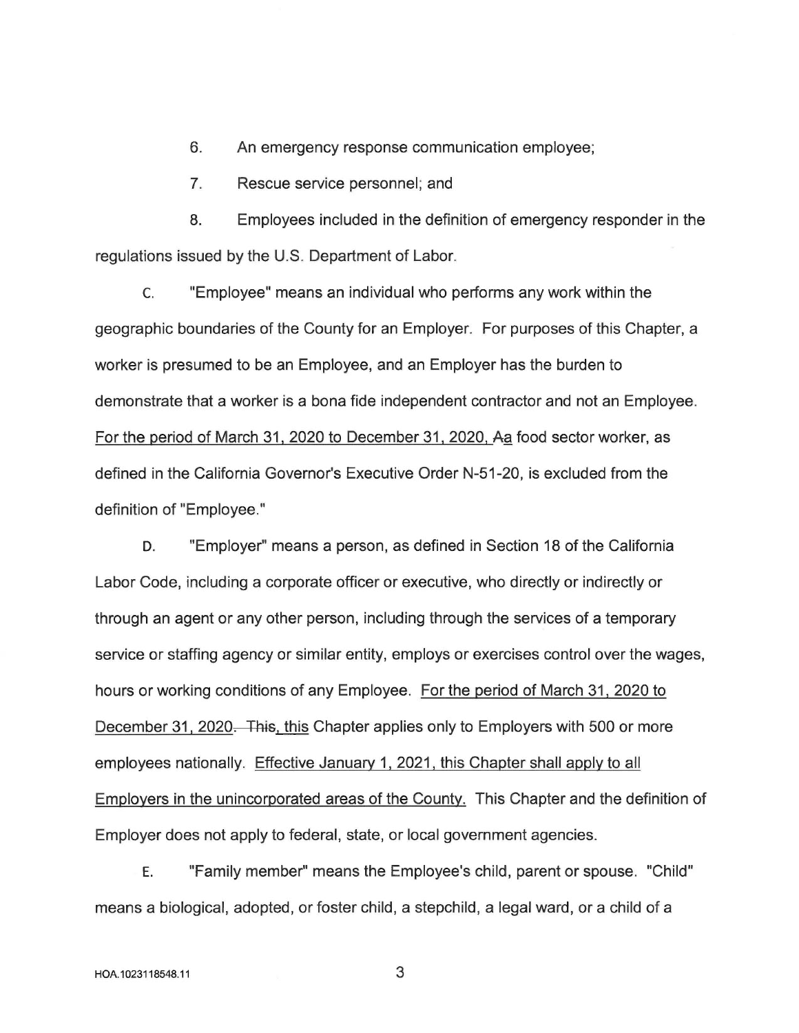6. An emergency response communication employee;

7. Rescue service personnel; and

8. Employees included in the definition of emergency responder in the regulations issued by the U.S. Department of Labor.

C. "Employee" means an individual who performs any work within the geographic boundaries of the County for an Employer. For purposes of this Chapter, a worker is presumed to be an Employee, and an Employer has the burden to demonstrate that a worker is a bona fide independent contractor and not an Employee. <u>For the period of March 31, 2020 to December 31, 2020,</u> ~~A~~<u>a</u> food sector worker, as defined in the California Governor's Executive Order N-51-20, is excluded from the definition of "Employee."

D. "Employer" means a person, as defined in Section 18 of the California Labor Code, including a corporate officer or executive, who directly or indirectly or through an agent or any other person, including through the services of a temporary service or staffing agency or similar entity, employs or exercises control over the wages, hours or working conditions of any Employee. <u>For the period of March 31, 2020 to December 31, 2020</u>~~. This~~<u>, this</u> Chapter applies only to Employers with 500 or more employees nationally. <u>Effective January 1, 2021, this Chapter shall apply to all Employers in the unincorporated areas of the County.</u> This Chapter and the definition of Employer does not apply to federal, state, or local government agencies.

E. "Family member" means the Employee's child, parent or spouse. "Child" means a biological, adopted, or foster child, a stepchild, a legal ward, or a child of a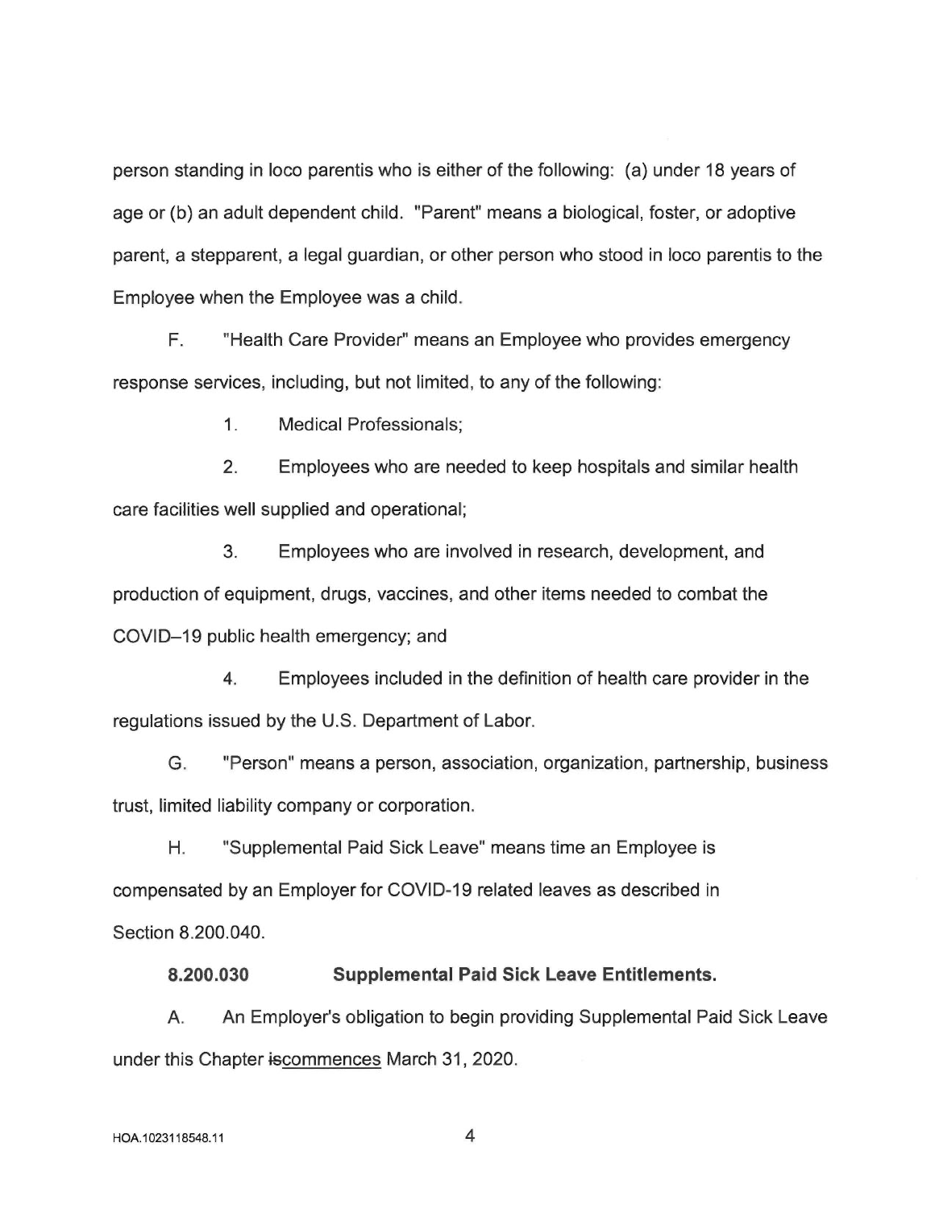person standing in loco parentis who is either of the following: (a) under 18 years of age or (b) an adult dependent child. "Parent" means a biological, foster, or adoptive parent, a stepparent, a legal guardian, or other person who stood in loco parentis to the Employee when the Employee was a child.

F. "Health Care Provider" means an Employee who provides emergency response services, including, but not limited, to any of the following:

1. Medical Professionals;

2. Employees who are needed to keep hospitals and similar health care facilities well supplied and operational;

3. Employees who are involved in research, development, and production of equipment, drugs, vaccines, and other items needed to combat the COVID–19 public health emergency; and

4. Employees included in the definition of health care provider in the regulations issued by the U.S. Department of Labor.

G. "Person" means a person, association, organization, partnership, business trust, limited liability company or corporation.

H. "Supplemental Paid Sick Leave" means time an Employee is compensated by an Employer for COVID-19 related leaves as described in Section 8.200.040.

**8.200.030 Supplemental Paid Sick Leave Entitlements.**

A. An Employer's obligation to begin providing Supplemental Paid Sick Leave under this Chapter ~~is~~commences March 31, 2020.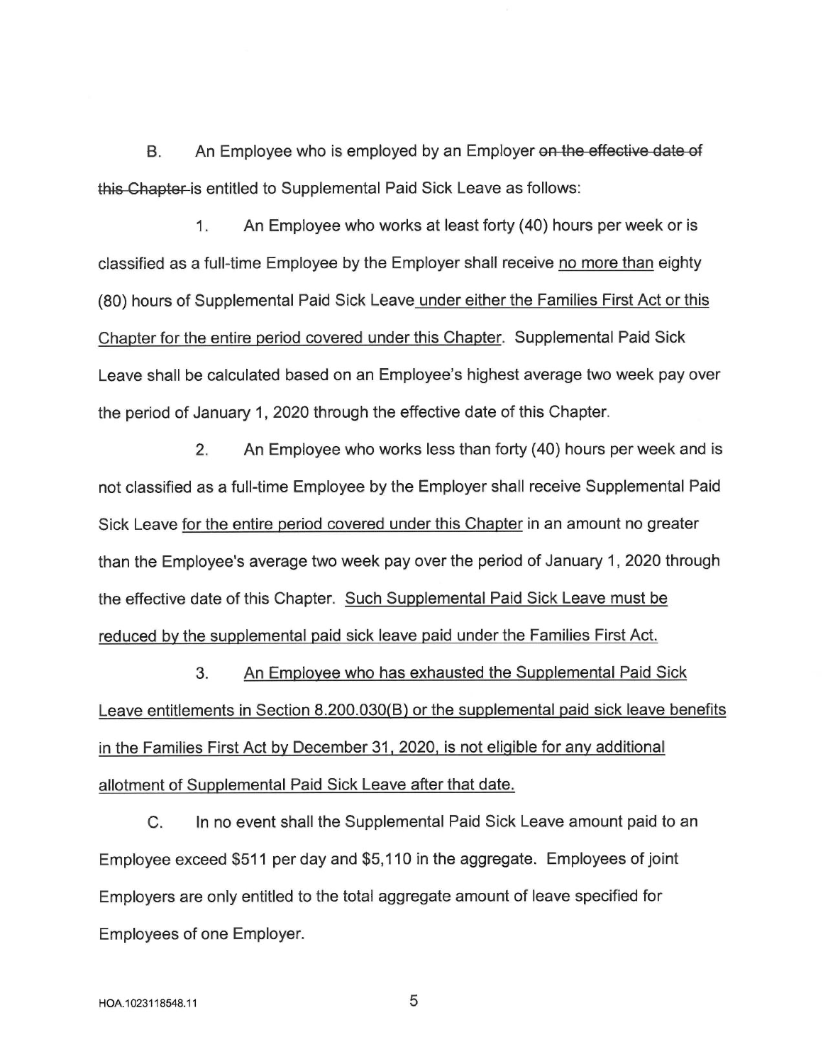B. An Employee who is employed by an Employer ~~on the effective date of this Chapter~~ is entitled to Supplemental Paid Sick Leave as follows:

1. An Employee who works at least forty (40) hours per week or is classified as a full-time Employee by the Employer shall receive <u>no more than</u> eighty (80) hours of Supplemental Paid Sick Leave <u>under either the Families First Act or this Chapter for the entire period covered under this Chapter</u>. Supplemental Paid Sick Leave shall be calculated based on an Employee's highest average two week pay over the period of January 1, 2020 through the effective date of this Chapter.

2. An Employee who works less than forty (40) hours per week and is not classified as a full-time Employee by the Employer shall receive Supplemental Paid Sick Leave <u>for the entire period covered under this Chapter</u> in an amount no greater than the Employee's average two week pay over the period of January 1, 2020 through the effective date of this Chapter. <u>Such Supplemental Paid Sick Leave must be reduced by the supplemental paid sick leave paid under the Families First Act.</u>

3. <u>An Employee who has exhausted the Supplemental Paid Sick Leave entitlements in Section 8.200.030(B) or the supplemental paid sick leave benefits in the Families First Act by December 31, 2020, is not eligible for any additional allotment of Supplemental Paid Sick Leave after that date.</u>

C. In no event shall the Supplemental Paid Sick Leave amount paid to an Employee exceed $511 per day and $5,110 in the aggregate. Employees of joint Employers are only entitled to the total aggregate amount of leave specified for Employees of one Employer.

HOA.1023118548.11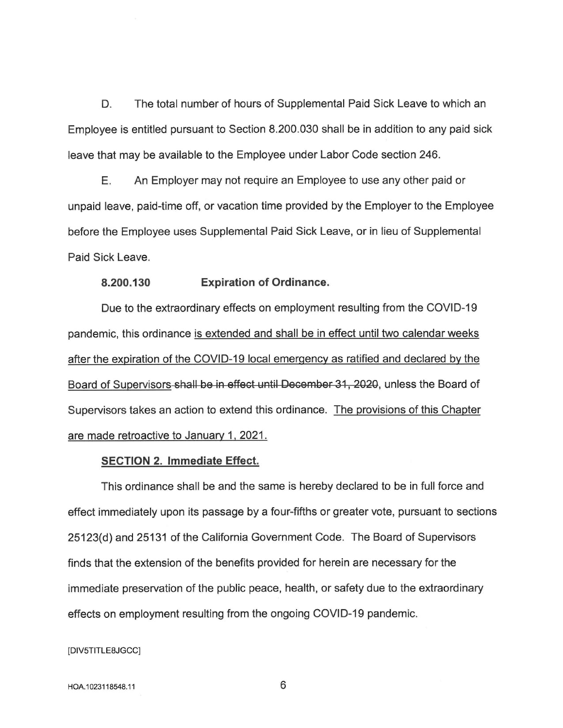D. The total number of hours of Supplemental Paid Sick Leave to which an Employee is entitled pursuant to Section 8.200.030 shall be in addition to any paid sick leave that may be available to the Employee under Labor Code section 246.

E. An Employer may not require an Employee to use any other paid or unpaid leave, paid-time off, or vacation time provided by the Employer to the Employee before the Employee uses Supplemental Paid Sick Leave, or in lieu of Supplemental Paid Sick Leave.

**8.200.130 Expiration of Ordinance.**

Due to the extraordinary effects on employment resulting from the COVID-19 pandemic, this ordinance <u>is extended and shall be in effect until two calendar weeks after the expiration of the COVID-19 local emergency as ratified and declared by the Board of Supervisors</u> ~~shall be in effect until December 31, 2020~~, unless the Board of Supervisors takes an action to extend this ordinance. <u>The provisions of this Chapter are made retroactive to January 1, 2021.</u>

**<u>SECTION 2. Immediate Effect.</u>**

This ordinance shall be and the same is hereby declared to be in full force and effect immediately upon its passage by a four-fifths or greater vote, pursuant to sections 25123(d) and 25131 of the California Government Code. The Board of Supervisors finds that the extension of the benefits provided for herein are necessary for the immediate preservation of the public peace, health, or safety due to the extraordinary effects on employment resulting from the ongoing COVID-19 pandemic.

[DIV5TITLE8JGCC]

HOA.1023118548.11